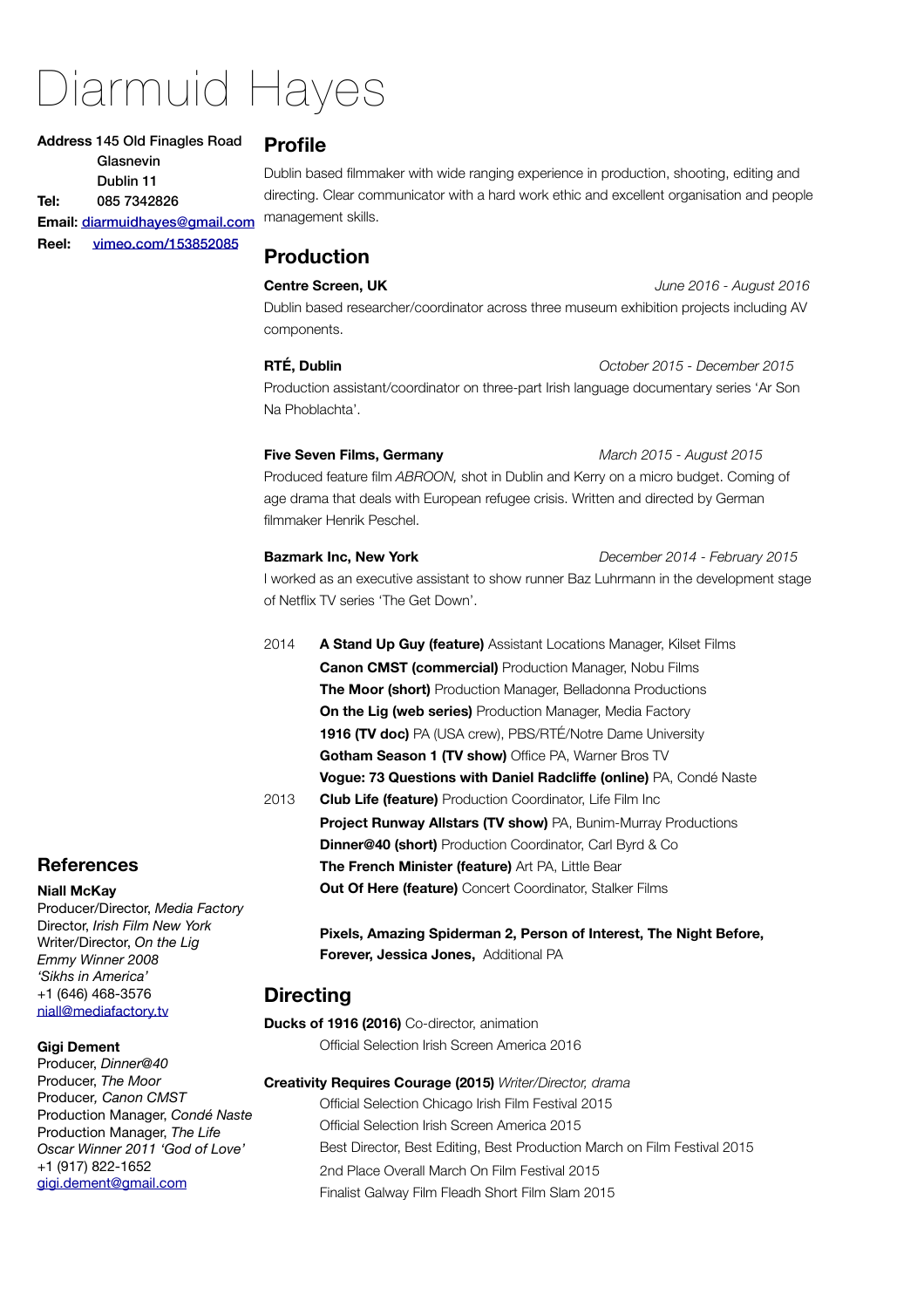# Diarmuid Hayes

**Address** 145 Old Finagles Road
Glasnevin
Dublin 11
**Tel:** 085 7342826
**Email:** diarmuidhayes@gmail.com
**Reel:** vimeo.com/153852085

## Profile

Dublin based filmmaker with wide ranging experience in production, shooting, editing and directing. Clear communicator with a hard work ethic and excellent organisation and people management skills.

## Production

**Centre Screen, UK** *June 2016 - August 2016*
Dublin based researcher/coordinator across three museum exhibition projects including AV components.

**RTÉ, Dublin** *October 2015 - December 2015*
Production assistant/coordinator on three-part Irish language documentary series 'Ar Son Na Phoblachta'.

**Five Seven Films, Germany** *March 2015 - August 2015*
Produced feature film *ABROON,* shot in Dublin and Kerry on a micro budget. Coming of age drama that deals with European refugee crisis. Written and directed by German filmmaker Henrik Peschel.

**Bazmark Inc, New York** *December 2014 - February 2015*
I worked as an executive assistant to show runner Baz Luhrmann in the development stage of Netflix TV series 'The Get Down'.

2014
- **A Stand Up Guy (feature)** Assistant Locations Manager, Kilset Films
- **Canon CMST (commercial)** Production Manager, Nobu Films
- **The Moor (short)** Production Manager, Belladonna Productions
- **On the Lig (web series)** Production Manager, Media Factory
- **1916 (TV doc)** PA (USA crew), PBS/RTÉ/Notre Dame University
- **Gotham Season 1 (TV show)** Office PA, Warner Bros TV
- **Vogue: 73 Questions with Daniel Radcliffe (online)** PA, Condé Naste

2013
- **Club Life (feature)** Production Coordinator, Life Film Inc
- **Project Runway Allstars (TV show)** PA, Bunim-Murray Productions
- **Dinner@40 (short)** Production Coordinator, Carl Byrd & Co
- **The French Minister (feature)** Art PA, Little Bear
- **Out Of Here (feature)** Concert Coordinator, Stalker Films

**Pixels, Amazing Spiderman 2, Person of Interest, The Night Before, Forever, Jessica Jones,** Additional PA

## Directing

**Ducks of 1916 (2016)** Co-director, animation
Official Selection Irish Screen America 2016

**Creativity Requires Courage (2015)** *Writer/Director, drama*
Official Selection Chicago Irish Film Festival 2015
Official Selection Irish Screen America 2015
Best Director, Best Editing, Best Production March on Film Festival 2015
2nd Place Overall March On Film Festival 2015
Finalist Galway Film Fleadh Short Film Slam 2015

## References

**Niall McKay**
Producer/Director, *Media Factory*
Director, *Irish Film New York*
Writer/Director, *On the Lig*
*Emmy Winner 2008*
*'Sikhs in America'*
+1 (646) 468-3576
niall@mediafactory.tv

**Gigi Dement**
Producer, *Dinner@40*
Producer, *The Moor*
Producer*, Canon CMST*
Production Manager, *Condé Naste*
Production Manager, *The Life*
*Oscar Winner 2011 'God of Love'*
+1 (917) 822-1652
gigi.dement@gmail.com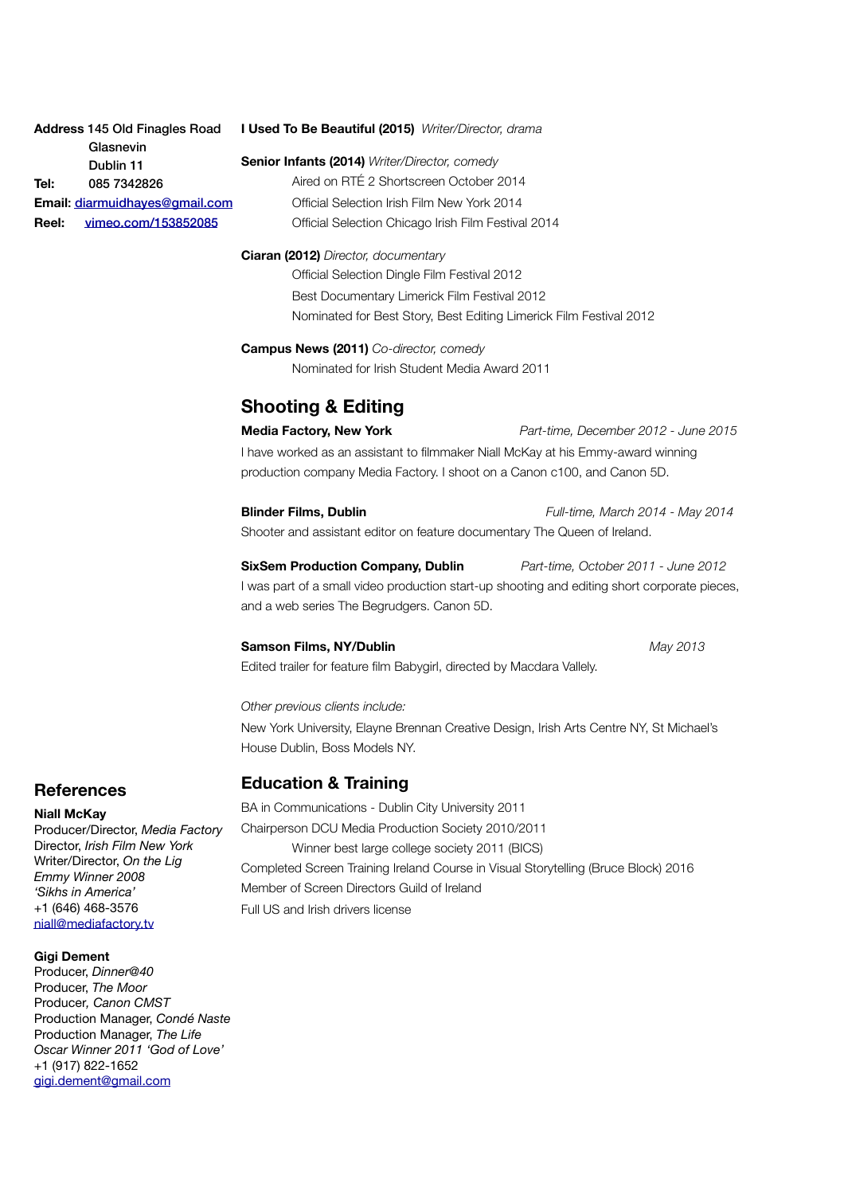**Address** 145 Old Finagles Road
Glasnevin
Dublin 11
**Tel:** 085 7342826
**Email:** diarmuidhayes@gmail.com
**Reel:** vimeo.com/153852085

**I Used To Be Beautiful (2015)** *Writer/Director, drama*

**Senior Infants (2014)** *Writer/Director, comedy*
Aired on RTÉ 2 Shortscreen October 2014
Official Selection Irish Film New York 2014
Official Selection Chicago Irish Film Festival 2014

**Ciaran (2012)** *Director, documentary*
Official Selection Dingle Film Festival 2012
Best Documentary Limerick Film Festival 2012
Nominated for Best Story, Best Editing Limerick Film Festival 2012

**Campus News (2011)** *Co-director, comedy*
Nominated for Irish Student Media Award 2011

## Shooting & Editing

**Media Factory, New York** *Part-time, December 2012 - June 2015*
I have worked as an assistant to filmmaker Niall McKay at his Emmy-award winning production company Media Factory. I shoot on a Canon c100, and Canon 5D.

**Blinder Films, Dublin** *Full-time, March 2014 - May 2014*
Shooter and assistant editor on feature documentary The Queen of Ireland.

**SixSem Production Company, Dublin** *Part-time, October 2011 - June 2012*
I was part of a small video production start-up shooting and editing short corporate pieces, and a web series The Begrudgers. Canon 5D.

**Samson Films, NY/Dublin** *May 2013*
Edited trailer for feature film Babygirl, directed by Macdara Vallely.

*Other previous clients include:*
New York University, Elayne Brennan Creative Design, Irish Arts Centre NY, St Michael's House Dublin, Boss Models NY.

## Education & Training

BA in Communications - Dublin City University 2011
Chairperson DCU Media Production Society 2010/2011
Winner best large college society 2011 (BICS)
Completed Screen Training Ireland Course in Visual Storytelling (Bruce Block) 2016
Member of Screen Directors Guild of Ireland
Full US and Irish drivers license

## References

**Niall McKay**
Producer/Director, *Media Factory*
Director, *Irish Film New York*
Writer/Director, *On the Lig*
*Emmy Winner 2008*
*'Sikhs in America'*
+1 (646) 468-3576
niall@mediafactory.tv

**Gigi Dement**
Producer, *Dinner@40*
Producer, *The Moor*
Producer, *Canon CMST*
Production Manager, *Condé Naste*
Production Manager, *The Life*
*Oscar Winner 2011 'God of Love'*
+1 (917) 822-1652
gigi.dement@gmail.com